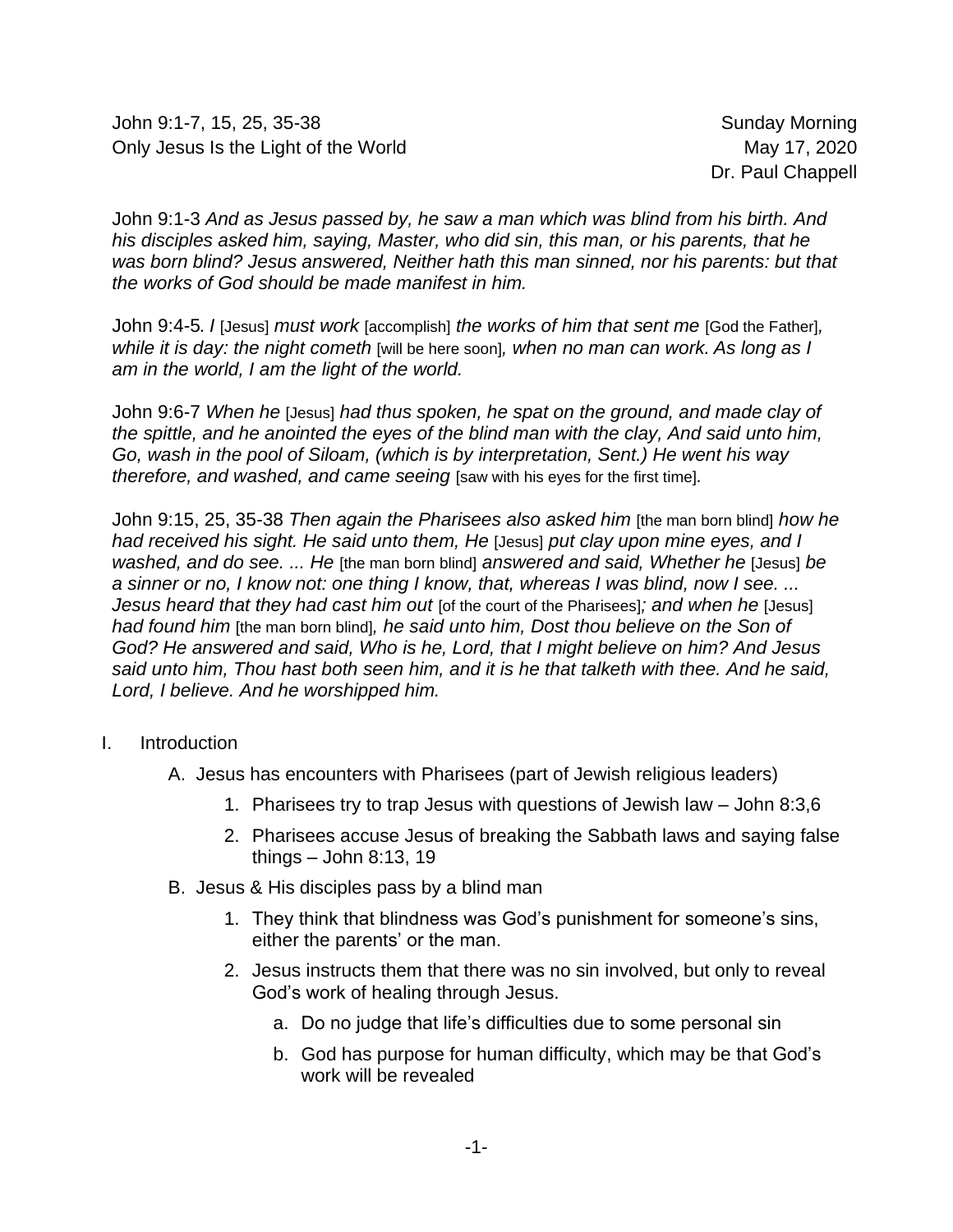John 9:1-7, 15, 25, 35-38 — Sunday Morning

Only Jesus Is the Light of the World — May 17, 2020

Dr. Paul Chappell

John 9:1-3 *And as Jesus passed by, he saw a man which was blind from his birth. And his disciples asked him, saying, Master, who did sin, this man, or his parents, that he was born blind? Jesus answered, Neither hath this man sinned, nor his parents: but that the works of God should be made manifest in him.*

John 9:4-5. *I* [Jesus] *must work* [accomplish] *the works of him that sent me* [God the Father]*, while it is day: the night cometh* [will be here soon]*, when no man can work. As long as I am in the world, I am the light of the world.*

John 9:6-7 *When he* [Jesus] *had thus spoken, he spat on the ground, and made clay of the spittle, and he anointed the eyes of the blind man with the clay, And said unto him, Go, wash in the pool of Siloam, (which is by interpretation, Sent.) He went his way therefore, and washed, and came seeing* [saw with his eyes for the first time].

John 9:15, 25, 35-38 *Then again the Pharisees also asked him* [the man born blind] *how he had received his sight. He said unto them, He* [Jesus] *put clay upon mine eyes, and I washed, and do see. ... He* [the man born blind] *answered and said, Whether he* [Jesus] *be a sinner or no, I know not: one thing I know, that, whereas I was blind, now I see. ... Jesus heard that they had cast him out* [of the court of the Pharisees]*; and when he* [Jesus] *had found him* [the man born blind]*, he said unto him, Dost thou believe on the Son of God? He answered and said, Who is he, Lord, that I might believe on him? And Jesus said unto him, Thou hast both seen him, and it is he that talketh with thee. And he said, Lord, I believe. And he worshipped him.*

I. Introduction
   - A. Jesus has encounters with Pharisees (part of Jewish religious leaders)
     1. Pharisees try to trap Jesus with questions of Jewish law – John 8:3,6
     2. Pharisees accuse Jesus of breaking the Sabbath laws and saying false things – John 8:13, 19
   - B. Jesus & His disciples pass by a blind man
     1. They think that blindness was God's punishment for someone's sins, either the parents' or the man.
     2. Jesus instructs them that there was no sin involved, but only to reveal God's work of healing through Jesus.
        - a. Do no judge that life's difficulties due to some personal sin
        - b. God has purpose for human difficulty, which may be that God's work will be revealed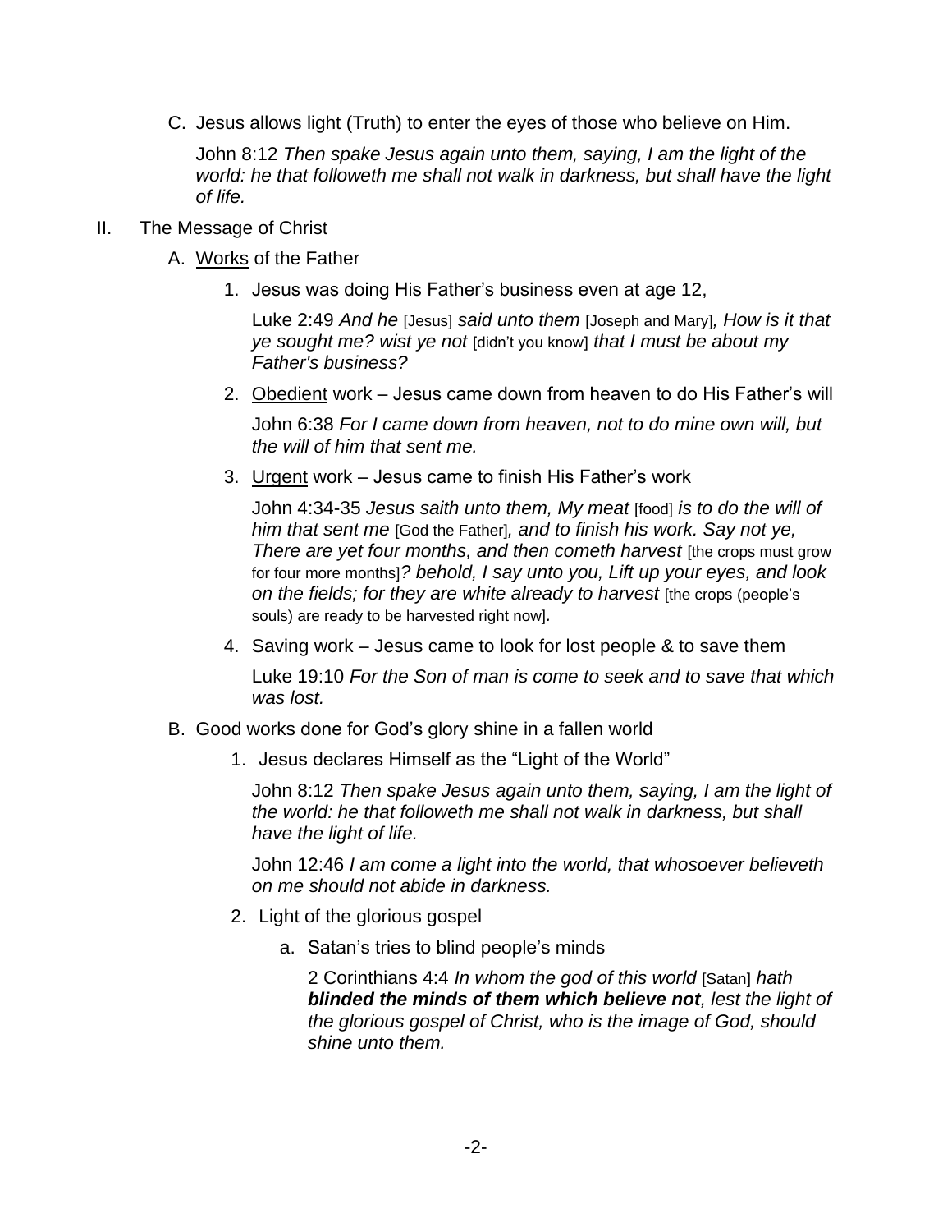C. Jesus allows light (Truth) to enter the eyes of those who believe on Him.

   John 8:12 *Then spake Jesus again unto them, saying, I am the light of the world: he that followeth me shall not walk in darkness, but shall have the light of life.*

II. The <u>Message</u> of Christ

   A. <u>Works</u> of the Father

      1. Jesus was doing His Father's business even at age 12,

         Luke 2:49 *And he* [Jesus] *said unto them* [Joseph and Mary]*, How is it that ye sought me? wist ye not* [didn't you know] *that I must be about my Father's business?*

      2. <u>Obedient</u> work – Jesus came down from heaven to do His Father's will

         John 6:38 *For I came down from heaven, not to do mine own will, but the will of him that sent me.*

      3. <u>Urgent</u> work – Jesus came to finish His Father's work

         John 4:34-35 *Jesus saith unto them, My meat* [food] *is to do the will of him that sent me* [God the Father]*, and to finish his work. Say not ye, There are yet four months, and then cometh harvest* [the crops must grow for four more months]*? behold, I say unto you, Lift up your eyes, and look on the fields; for they are white already to harvest* [the crops (people's souls) are ready to be harvested right now].

      4. <u>Saving</u> work – Jesus came to look for lost people & to save them

         Luke 19:10 *For the Son of man is come to seek and to save that which was lost.*

   B. Good works done for God's glory <u>shine</u> in a fallen world

      1. Jesus declares Himself as the "Light of the World"

         John 8:12 *Then spake Jesus again unto them, saying, I am the light of the world: he that followeth me shall not walk in darkness, but shall have the light of life.*

         John 12:46 *I am come a light into the world, that whosoever believeth on me should not abide in darkness.*

      2. Light of the glorious gospel

         a. Satan's tries to blind people's minds

            2 Corinthians 4:4 *In whom the god of this world* [Satan] *hath* ***blinded the minds of them which believe not****, lest the light of the glorious gospel of Christ, who is the image of God, should shine unto them.*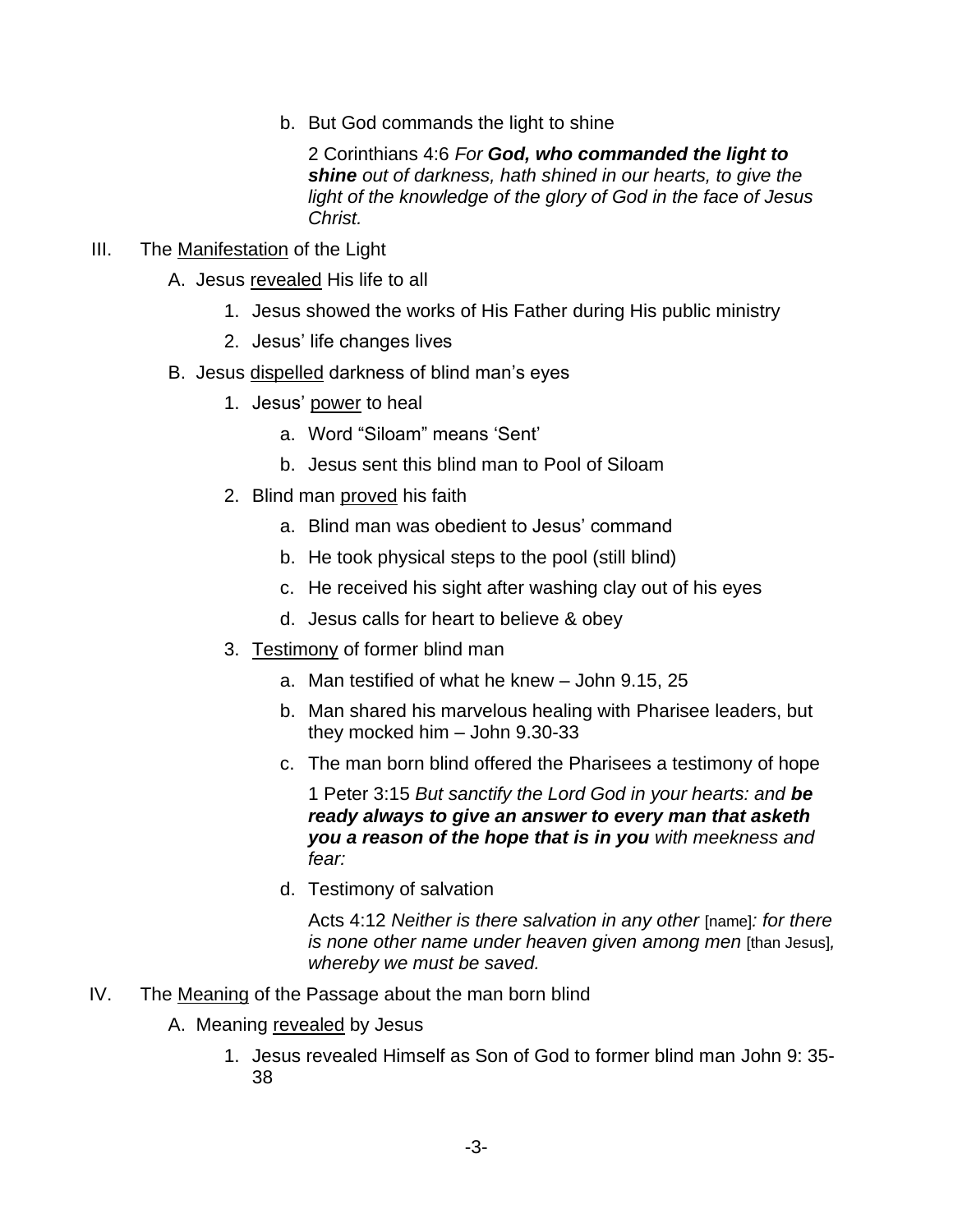b. But God commands the light to shine

   2 Corinthians 4:6 *For* ***God, who commanded the light to shine*** *out of darkness, hath shined in our hearts, to give the light of the knowledge of the glory of God in the face of Jesus Christ.*

III. The <u>Manifestation</u> of the Light

   A. Jesus <u>revealed</u> His life to all

      1. Jesus showed the works of His Father during His public ministry

      2. Jesus' life changes lives

   B. Jesus <u>dispelled</u> darkness of blind man's eyes

      1. Jesus' <u>power</u> to heal

         a. Word "Siloam" means 'Sent'

         b. Jesus sent this blind man to Pool of Siloam

      2. Blind man <u>proved</u> his faith

         a. Blind man was obedient to Jesus' command

         b. He took physical steps to the pool (still blind)

         c. He received his sight after washing clay out of his eyes

         d. Jesus calls for heart to believe & obey

      3. <u>Testimony</u> of former blind man

         a. Man testified of what he knew – John 9.15, 25

         b. Man shared his marvelous healing with Pharisee leaders, but they mocked him – John 9.30-33

         c. The man born blind offered the Pharisees a testimony of hope

            1 Peter 3:15 *But sanctify the Lord God in your hearts: and* ***be ready always to give an answer to every man that asketh you a reason of the hope that is in you*** *with meekness and fear:*

         d. Testimony of salvation

            Acts 4:12 *Neither is there salvation in any other* [name]*: for there is none other name under heaven given among men* [than Jesus]*, whereby we must be saved.*

IV. The <u>Meaning</u> of the Passage about the man born blind

   A. Meaning <u>revealed</u> by Jesus

      1. Jesus revealed Himself as Son of God to former blind man John 9: 35-38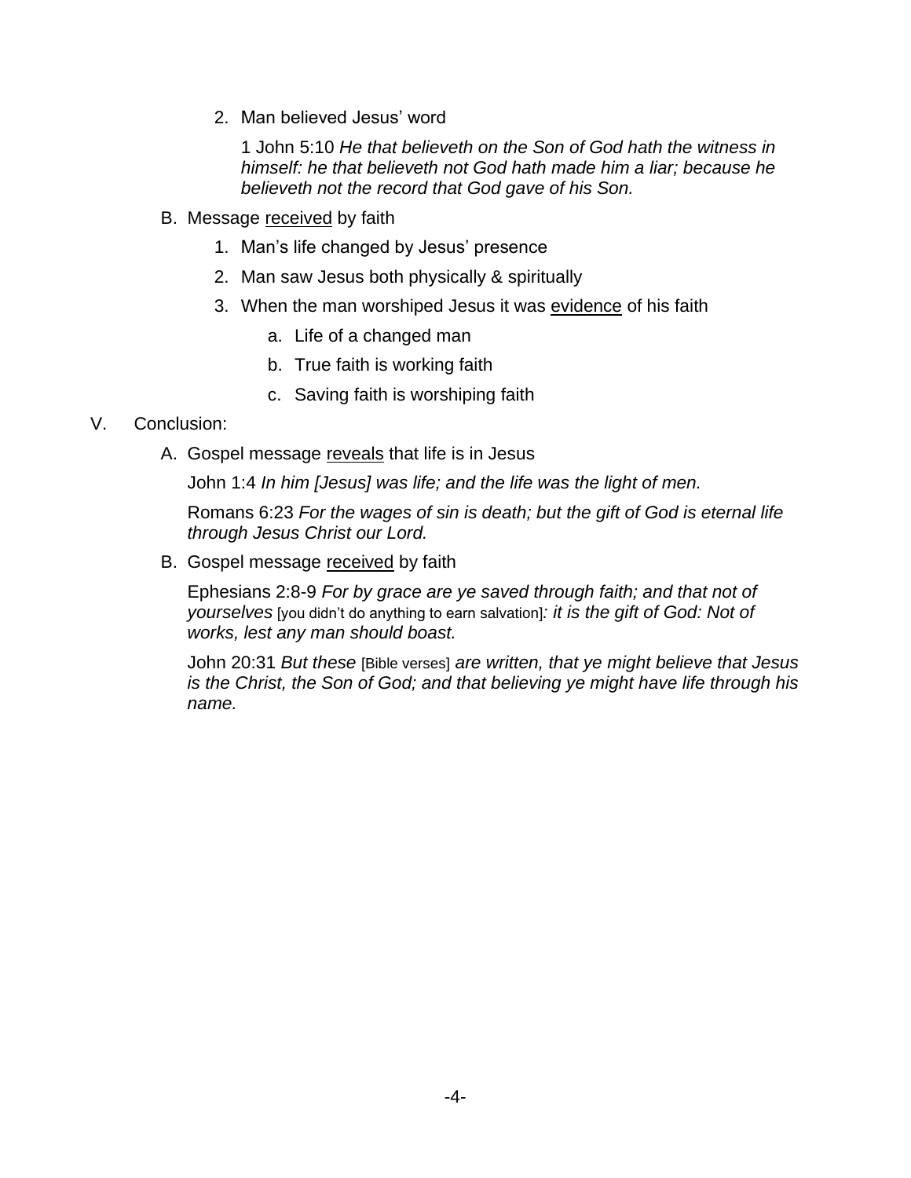2. Man believed Jesus' word

   1 John 5:10 *He that believeth on the Son of God hath the witness in himself: he that believeth not God hath made him a liar; because he believeth not the record that God gave of his Son.*

B. Message <u>received</u> by faith

   1. Man's life changed by Jesus' presence
   2. Man saw Jesus both physically & spiritually
   3. When the man worshiped Jesus it was <u>evidence</u> of his faith
      a. Life of a changed man
      b. True faith is working faith
      c. Saving faith is worshiping faith

V. Conclusion:

A. Gospel message <u>reveals</u> that life is in Jesus

   John 1:4 *In him [Jesus] was life; and the life was the light of men.*

   Romans 6:23 *For the wages of sin is death; but the gift of God is eternal life through Jesus Christ our Lord.*

B. Gospel message <u>received</u> by faith

   Ephesians 2:8-9 *For by grace are ye saved through faith; and that not of yourselves* [you didn't do anything to earn salvation]*: it is the gift of God: Not of works, lest any man should boast.*

   John 20:31 *But these* [Bible verses] *are written, that ye might believe that Jesus is the Christ, the Son of God; and that believing ye might have life through his name.*